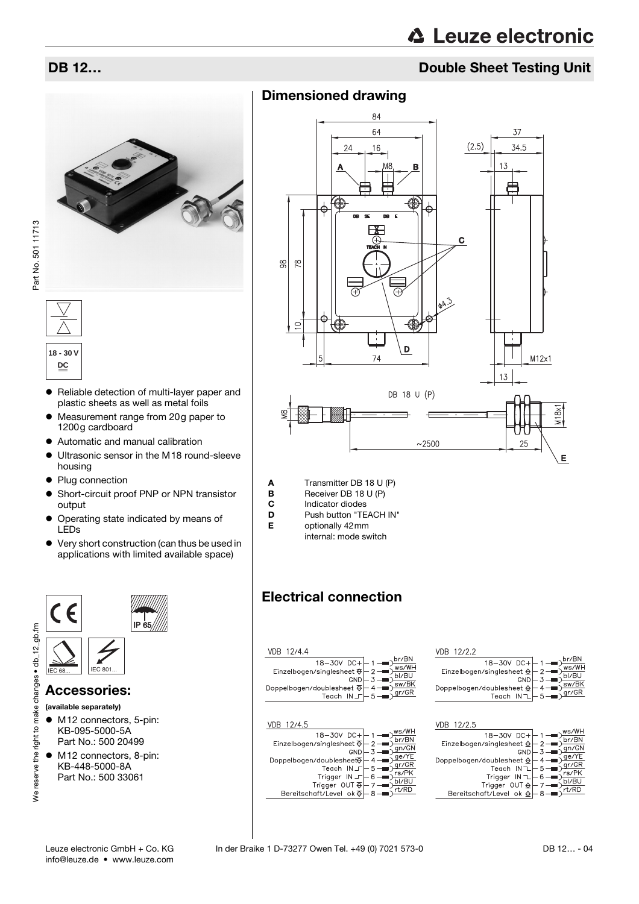# DB 12…

## Double Sheet Testing Unit

18 - 30 V DC

- Reliable detection of multi-layer paper and plastic sheets as well as metal foils
- Measurement range from 20g paper to 1200g cardboard
- Automatic and manual calibration
- Ultrasonic sensor in the M18 round-sleeve housing
- Plug connection
- Short-circuit proof PNP or NPN transistor output
- Operating state indicated by means of LEDs
- Very short construction (can thus be used in applications with limited available space)

IP 65

IEC 68... IEC 801...

## Accessories:

**(available separately)**

- M12 connectors, 5-pin: KB-095-5000-5A Part No.: 500 20499
- M12 connectors, 8-pin: KB-448-5000-8A Part No.: 500 33061

## Dimensioned drawing

**A** Transmitter DB 18 U (P)
**B** Receiver DB 18 U (P)
**C** Indicator diodes
**D** Push button "TEACH IN"
**E** optionally 42mm
internal: mode switch

## Electrical connection

**VDB 12/4.4**

| Signal | Pin | Color |
|---|---|---|
| 18–30V DC+ | 1 | br/BN |
| Einzelbogen/singlesheet | 2 | ws/WH |
| GND | 3 | bl/BU |
| Doppelbogen/doublesheet | 4 | sw/BK |
| Teach IN | 5 | gr/GR |

**VDB 12/2.2**

| Signal | Pin | Color |
|---|---|---|
| 18–30V DC+ | 1 | br/BN |
| Einzelbogen/singlesheet | 2 | ws/WH |
| GND | 3 | bl/BU |
| Doppelbogen/doublesheet | 4 | sw/BK |
| Teach IN | 5 | gr/GR |

**VDB 12/4.5**

| Signal | Pin | Color |
|---|---|---|
| 18–30V DC+ | 1 | ws/WH |
| Einzelbogen/singlesheet | 2 | br/BN |
| GND | 3 | gn/GN |
| Doppelbogen/doublesheet | 4 | ge/YE |
| Teach IN | 5 | gr/GR |
| Trigger IN | 6 | rs/PK |
| Trigger OUT | 7 | bl/BU |
| Bereitschaft/Level ok | 8 | rt/RD |

**VDB 12/2.5**

| Signal | Pin | Color |
|---|---|---|
| 18–30V DC+ | 1 | ws/WH |
| Einzelbogen/singlesheet | 2 | br/BN |
| GND | 3 | gn/GN |
| Doppelbogen/doublesheet | 4 | ge/YE |
| Teach IN | 5 | gr/GR |
| Trigger IN | 6 | rs/PK |
| Trigger OUT | 7 | bl/BU |
| Bereitschaft/Level ok | 8 | rt/RD |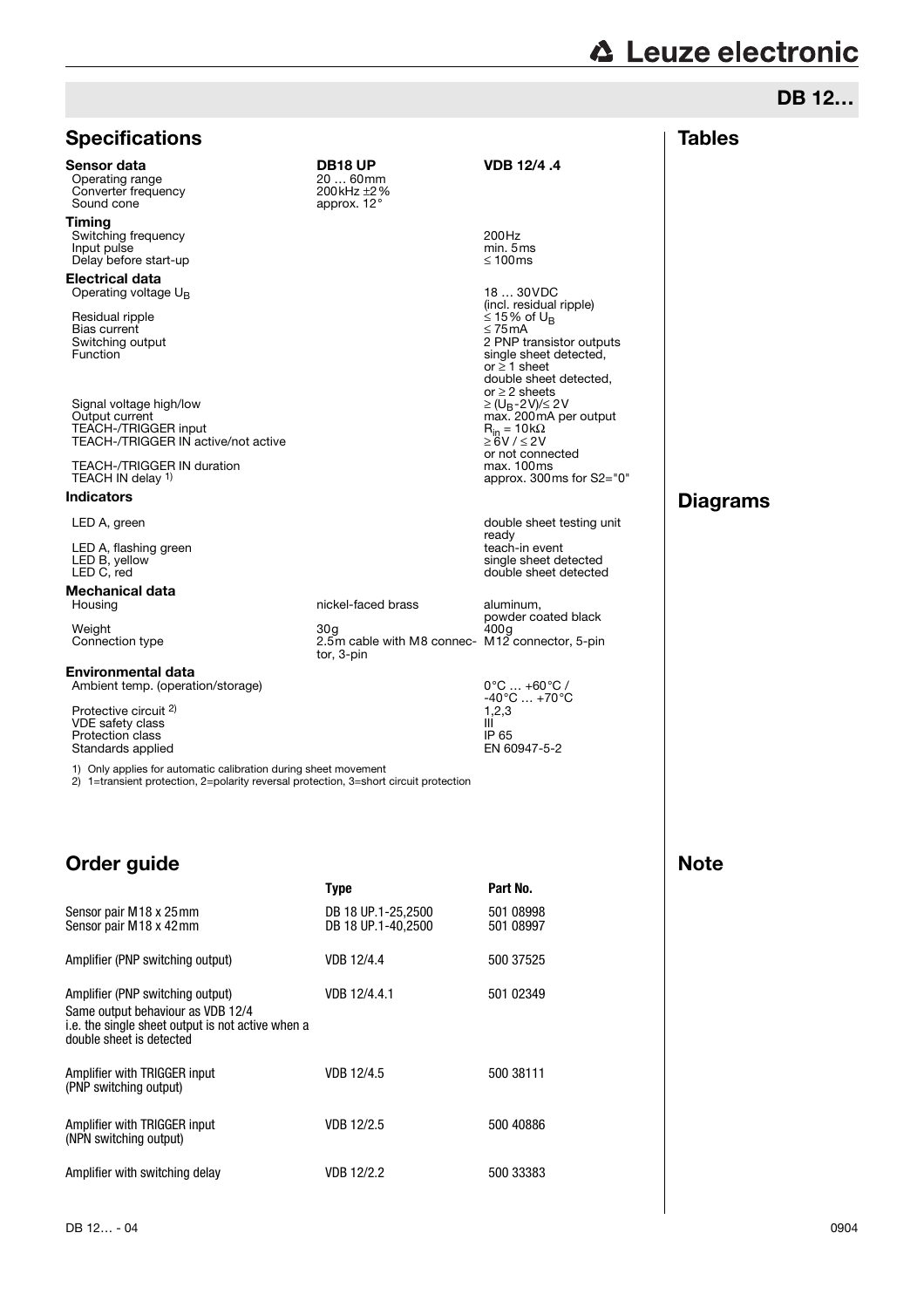## DB 12…

## Specifications

| | DB18 UP | VDB 12/4 .4 |
|---|---|---|
| **Sensor data** | | |
| Operating range | 20 … 60mm | |
| Converter frequency | 200kHz ±2% | |
| Sound cone | approx. 12° | |
| **Timing** | | |
| Switching frequency | | 200Hz |
| Input pulse | | min. 5ms |
| Delay before start-up | | ≤ 100ms |
| **Electrical data** | | |
| Operating voltage $U_B$ | | 18 … 30VDC (incl. residual ripple) |
| Residual ripple | | ≤ 15% of $U_B$ |
| Bias current | | ≤ 75mA |
| Switching output | | 2 PNP transistor outputs |
| Function | | single sheet detected, or ≥ 1 sheet double sheet detected, or ≥ 2 sheets |
| Signal voltage high/low | | ≥ ($U_B$-2V)/≤ 2V |
| Output current | | max. 200mA per output |
| TEACH-/TRIGGER input | | $R_{in}$ = 10kΩ |
| TEACH-/TRIGGER IN active/not active | | ≥ 6V / ≤ 2V or not connected |
| TEACH-/TRIGGER IN duration | | max. 100ms |
| TEACH IN delay [1] | | approx. 300ms for S2="0" |
| **Indicators** | | |
| LED A, green | | double sheet testing unit ready |
| LED A, flashing green | | teach-in event |
| LED B, yellow | | single sheet detected |
| LED C, red | | double sheet detected |
| **Mechanical data** | | |
| Housing | nickel-faced brass | aluminum, powder coated black |
| Weight | 30g | 400g |
| Connection type | 2.5m cable with M8 connector, 3-pin | M12 connector, 5-pin |
| **Environmental data** | | |
| Ambient temp. (operation/storage) | | 0°C … +60°C / -40°C … +70°C |
| Protective circuit [2] | | 1,2,3 |
| VDE safety class | | III |
| Protection class | | IP 65 |
| Standards applied | | EN 60947-5-2 |

1) Only applies for automatic calibration during sheet movement
2) 1=transient protection, 2=polarity reversal protection, 3=short circuit protection

## Tables

## Diagrams

## Order guide

| | Type | Part No. |
|---|---|---|
| Sensor pair M18 x 25mm | DB 18 UP.1-25,2500 | 501 08998 |
| Sensor pair M18 x 42mm | DB 18 UP.1-40,2500 | 501 08997 |
| Amplifier (PNP switching output) | VDB 12/4.4 | 500 37525 |
| Amplifier (PNP switching output) Same output behaviour as VDB 12/4 i.e. the single sheet output is not active when a double sheet is detected | VDB 12/4.4.1 | 501 02349 |
| Amplifier with TRIGGER input (PNP switching output) | VDB 12/4.5 | 500 38111 |
| Amplifier with TRIGGER input (NPN switching output) | VDB 12/2.5 | 500 40886 |
| Amplifier with switching delay | VDB 12/2.2 | 500 33383 |

## Note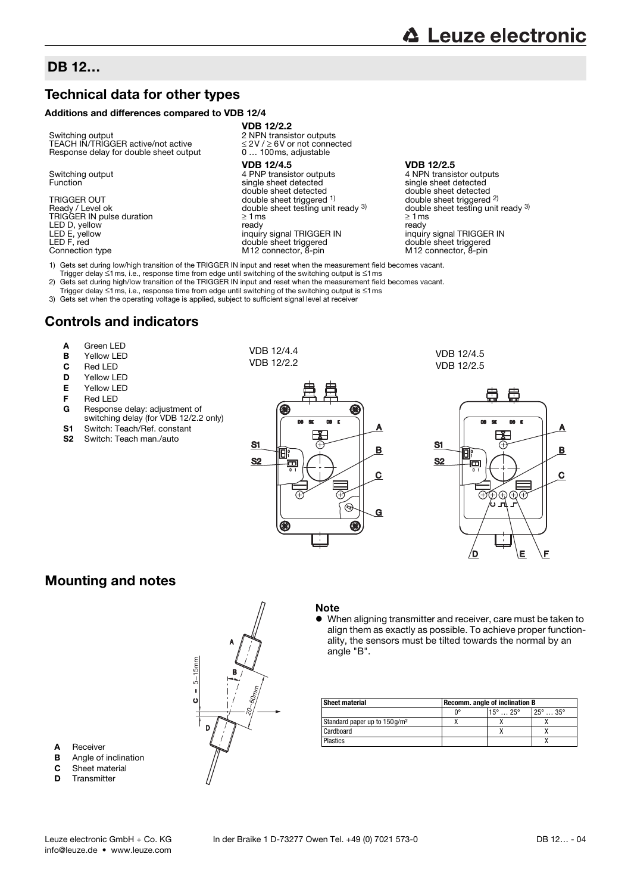## DB 12…

## Technical data for other types

### Additions and differences compared to VDB 12/4

| | VDB 12/2.2 |
|---|---|
| Switching output | 2 NPN transistor outputs |
| TEACH IN/TRIGGER active/not active | ≤ 2V / ≥ 6V or not connected |
| Response delay for double sheet output | 0 … 100ms, adjustable |

| | VDB 12/4.5 | VDB 12/2.5 |
|---|---|---|
| Switching output | 4 PNP transistor outputs | 4 NPN transistor outputs |
| Function | single sheet detected<br>double sheet detected | single sheet detected<br>double sheet detected |
| TRIGGER OUT | double sheet triggered [1] | double sheet triggered [2] |
| Ready / Level ok | double sheet testing unit ready [3] | double sheet testing unit ready [3] |
| TRIGGER IN pulse duration | ≥ 1ms | ≥ 1ms |
| LED D, yellow | ready | ready |
| LED E, yellow | inquiry signal TRIGGER IN | inquiry signal TRIGGER IN |
| LED F, red | double sheet triggered | double sheet triggered |
| Connection type | M12 connector, 8-pin | M12 connector, 8-pin |

1) Gets set during low/high transition of the TRIGGER IN input and reset when the measurement field becomes vacant. Trigger delay ≤1ms, i.e., response time from edge until switching of the switching output is ≤1ms
2) Gets set during high/low transition of the TRIGGER IN input and reset when the measurement field becomes vacant. Trigger delay ≤1ms, i.e., response time from edge until switching of the switching output is ≤1ms
3) Gets set when the operating voltage is applied, subject to sufficient signal level at receiver

## Controls and indicators

- **A** Green LED
- **B** Yellow LED
- **C** Red LED
- **D** Yellow LED
- **E** Yellow LED
- **F** Red LED
- **G** Response delay: adjustment of switching delay (for VDB 12/2.2 only)
- **S1** Switch: Teach/Ref. constant
- **S2** Switch: Teach man./auto

VDB 12/4.4
VDB 12/2.2

VDB 12/4.5
VDB 12/2.5

## Mounting and notes

- **A** Receiver
- **B** Angle of inclination
- **C** Sheet material
- **D** Transmitter

C = 5–15mm
20–60mm

**Note**

- When aligning transmitter and receiver, care must be taken to align them as exactly as possible. To achieve proper functionality, the sensors must be tilted towards the normal by an angle "B".

| Sheet material | Recomm. angle of inclination B | | |
|---|---|---|---|
| | 0° | 15° … 25° | 25° … 35° |
| Standard paper up to 150g/m² | X | X | X |
| Cardboard | | X | X |
| Plastics | | | X |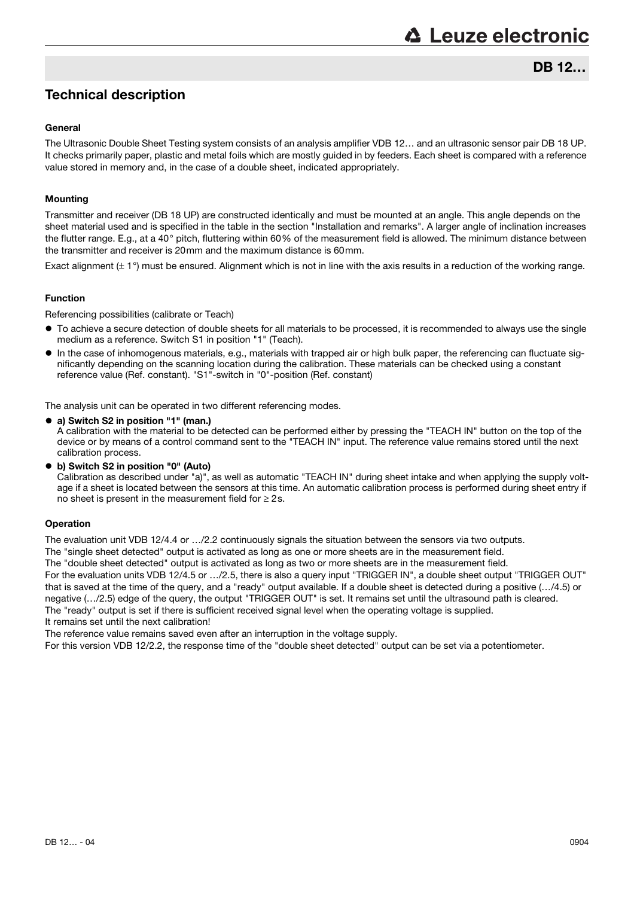## DB 12…

# Technical description

### General

The Ultrasonic Double Sheet Testing system consists of an analysis amplifier VDB 12… and an ultrasonic sensor pair DB 18 UP. It checks primarily paper, plastic and metal foils which are mostly guided in by feeders. Each sheet is compared with a reference value stored in memory and, in the case of a double sheet, indicated appropriately.

### Mounting

Transmitter and receiver (DB 18 UP) are constructed identically and must be mounted at an angle. This angle depends on the sheet material used and is specified in the table in the section "Installation and remarks". A larger angle of inclination increases the flutter range. E.g., at a 40° pitch, fluttering within 60% of the measurement field is allowed. The minimum distance between the transmitter and receiver is 20mm and the maximum distance is 60mm.

Exact alignment (± 1°) must be ensured. Alignment which is not in line with the axis results in a reduction of the working range.

### Function

Referencing possibilities (calibrate or Teach)

- To achieve a secure detection of double sheets for all materials to be processed, it is recommended to always use the single medium as a reference. Switch S1 in position "1" (Teach).
- In the case of inhomogenous materials, e.g., materials with trapped air or high bulk paper, the referencing can fluctuate significantly depending on the scanning location during the calibration. These materials can be checked using a constant reference value (Ref. constant). "S1"-switch in "0"-position (Ref. constant)

The analysis unit can be operated in two different referencing modes.

- **a) Switch S2 in position "1" (man.)**
  A calibration with the material to be detected can be performed either by pressing the "TEACH IN" button on the top of the device or by means of a control command sent to the "TEACH IN" input. The reference value remains stored until the next calibration process.
- **b) Switch S2 in position "0" (Auto)**
  Calibration as described under "a)", as well as automatic "TEACH IN" during sheet intake and when applying the supply voltage if a sheet is located between the sensors at this time. An automatic calibration process is performed during sheet entry if no sheet is present in the measurement field for ≥ 2s.

### Operation

The evaluation unit VDB 12/4.4 or …/2.2 continuously signals the situation between the sensors via two outputs.
The "single sheet detected" output is activated as long as one or more sheets are in the measurement field.
The "double sheet detected" output is activated as long as two or more sheets are in the measurement field.
For the evaluation units VDB 12/4.5 or …/2.5, there is also a query input "TRIGGER IN", a double sheet output "TRIGGER OUT" that is saved at the time of the query, and a "ready" output available. If a double sheet is detected during a positive (…/4.5) or negative (…/2.5) edge of the query, the output "TRIGGER OUT" is set. It remains set until the ultrasound path is cleared.
The "ready" output is set if there is sufficient received signal level when the operating voltage is supplied.
It remains set until the next calibration!
The reference value remains saved even after an interruption in the voltage supply.
For this version VDB 12/2.2, the response time of the "double sheet detected" output can be set via a potentiometer.